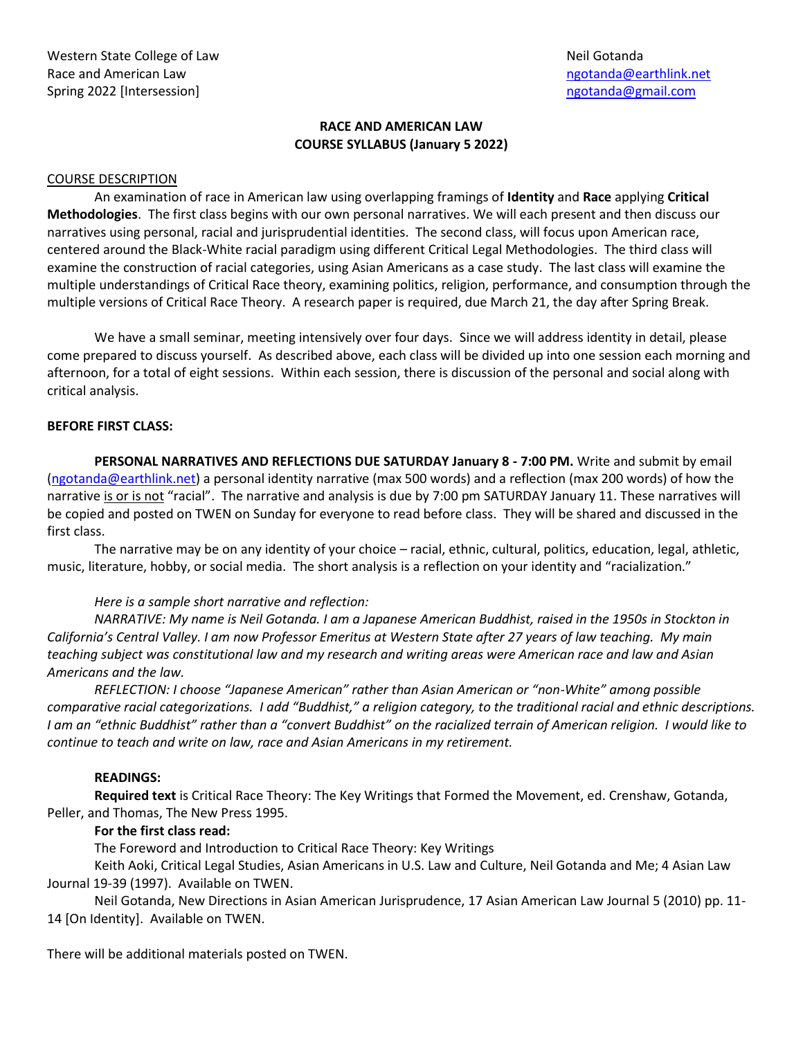Western State College of Law
Race and American Law
Spring 2022 [Intersession]

Neil Gotanda
ngotanda@earthlink.net
ngotanda@gmail.com

# RACE AND AMERICAN LAW
## COURSE SYLLABUS (January 5 2022)

<u>COURSE DESCRIPTION</u>

An examination of race in American law using overlapping framings of **Identity** and **Race** applying **Critical Methodologies**. The first class begins with our own personal narratives. We will each present and then discuss our narratives using personal, racial and jurisprudential identities. The second class, will focus upon American race, centered around the Black-White racial paradigm using different Critical Legal Methodologies. The third class will examine the construction of racial categories, using Asian Americans as a case study. The last class will examine the multiple understandings of Critical Race theory, examining politics, religion, performance, and consumption through the multiple versions of Critical Race Theory. A research paper is required, due March 21, the day after Spring Break.

We have a small seminar, meeting intensively over four days. Since we will address identity in detail, please come prepared to discuss yourself. As described above, each class will be divided up into one session each morning and afternoon, for a total of eight sessions. Within each session, there is discussion of the personal and social along with critical analysis.

**BEFORE FIRST CLASS:**

**PERSONAL NARRATIVES AND REFLECTIONS DUE SATURDAY January 8 - 7:00 PM.** Write and submit by email (ngotanda@earthlink.net) a personal identity narrative (max 500 words) and a reflection (max 200 words) of how the narrative <u>is or is not</u> "racial". The narrative and analysis is due by 7:00 pm SATURDAY January 11. These narratives will be copied and posted on TWEN on Sunday for everyone to read before class. They will be shared and discussed in the first class.

The narrative may be on any identity of your choice – racial, ethnic, cultural, politics, education, legal, athletic, music, literature, hobby, or social media. The short analysis is a reflection on your identity and "racialization."

*Here is a sample short narrative and reflection:*

*NARRATIVE: My name is Neil Gotanda. I am a Japanese American Buddhist, raised in the 1950s in Stockton in California's Central Valley. I am now Professor Emeritus at Western State after 27 years of law teaching. My main teaching subject was constitutional law and my research and writing areas were American race and law and Asian Americans and the law.*

*REFLECTION: I choose "Japanese American" rather than Asian American or "non-White" among possible comparative racial categorizations. I add "Buddhist," a religion category, to the traditional racial and ethnic descriptions. I am an "ethnic Buddhist" rather than a "convert Buddhist" on the racialized terrain of American religion. I would like to continue to teach and write on law, race and Asian Americans in my retirement.*

**READINGS:**

**Required text** is Critical Race Theory: The Key Writings that Formed the Movement, ed. Crenshaw, Gotanda, Peller, and Thomas, The New Press 1995.

**For the first class read:**

The Foreword and Introduction to Critical Race Theory: Key Writings

Keith Aoki, Critical Legal Studies, Asian Americans in U.S. Law and Culture, Neil Gotanda and Me; 4 Asian Law Journal 19-39 (1997). Available on TWEN.

Neil Gotanda, New Directions in Asian American Jurisprudence, 17 Asian American Law Journal 5 (2010) pp. 11-14 [On Identity]. Available on TWEN.

There will be additional materials posted on TWEN.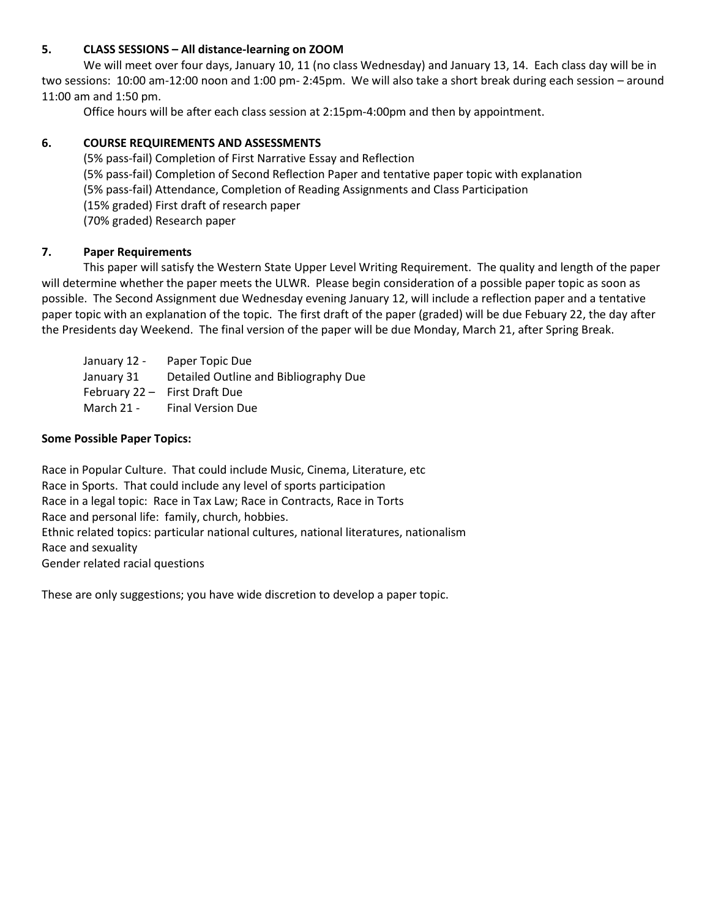## 5. CLASS SESSIONS – All distance-learning on ZOOM

We will meet over four days, January 10, 11 (no class Wednesday) and January 13, 14. Each class day will be in two sessions: 10:00 am-12:00 noon and 1:00 pm- 2:45pm. We will also take a short break during each session – around 11:00 am and 1:50 pm.

Office hours will be after each class session at 2:15pm-4:00pm and then by appointment.

## 6. COURSE REQUIREMENTS AND ASSESSMENTS

(5% pass-fail) Completion of First Narrative Essay and Reflection
(5% pass-fail) Completion of Second Reflection Paper and tentative paper topic with explanation
(5% pass-fail) Attendance, Completion of Reading Assignments and Class Participation
(15% graded) First draft of research paper
(70% graded) Research paper

## 7. Paper Requirements

This paper will satisfy the Western State Upper Level Writing Requirement. The quality and length of the paper will determine whether the paper meets the ULWR. Please begin consideration of a possible paper topic as soon as possible. The Second Assignment due Wednesday evening January 12, will include a reflection paper and a tentative paper topic with an explanation of the topic. The first draft of the paper (graded) will be due Febuary 22, the day after the Presidents day Weekend. The final version of the paper will be due Monday, March 21, after Spring Break.

January 12 - Paper Topic Due
January 31 Detailed Outline and Bibliography Due
February 22 – First Draft Due
March 21 - Final Version Due

**Some Possible Paper Topics:**

Race in Popular Culture. That could include Music, Cinema, Literature, etc
Race in Sports. That could include any level of sports participation
Race in a legal topic: Race in Tax Law; Race in Contracts, Race in Torts
Race and personal life: family, church, hobbies.
Ethnic related topics: particular national cultures, national literatures, nationalism
Race and sexuality
Gender related racial questions

These are only suggestions; you have wide discretion to develop a paper topic.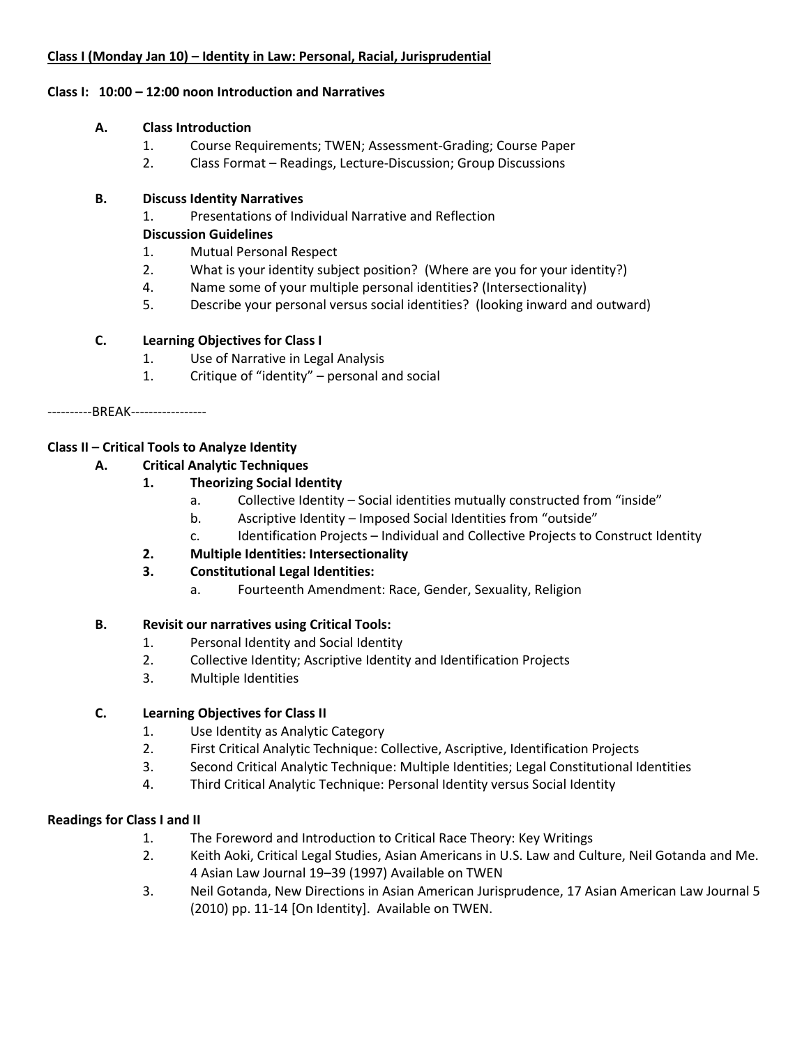**<u>Class I (Monday Jan 10) – Identity in Law: Personal, Racial, Jurisprudential</u>**

**Class I: 10:00 – 12:00 noon Introduction and Narratives**

**A. Class Introduction**

1. Course Requirements; TWEN; Assessment-Grading; Course Paper
2. Class Format – Readings, Lecture-Discussion; Group Discussions

**B. Discuss Identity Narratives**

1. Presentations of Individual Narrative and Reflection

**Discussion Guidelines**

1. Mutual Personal Respect
2. What is your identity subject position? (Where are you for your identity?)
4. Name some of your multiple personal identities? (Intersectionality)
5. Describe your personal versus social identities? (looking inward and outward)

**C. Learning Objectives for Class I**

1. Use of Narrative in Legal Analysis
1. Critique of "identity" – personal and social

----------BREAK-----------------

**Class II – Critical Tools to Analyze Identity**

**A. Critical Analytic Techniques**

**1. Theorizing Social Identity**

a. Collective Identity – Social identities mutually constructed from "inside"
b. Ascriptive Identity – Imposed Social Identities from "outside"
c. Identification Projects – Individual and Collective Projects to Construct Identity

**2. Multiple Identities: Intersectionality**

**3. Constitutional Legal Identities:**

a. Fourteenth Amendment: Race, Gender, Sexuality, Religion

**B. Revisit our narratives using Critical Tools:**

1. Personal Identity and Social Identity
2. Collective Identity; Ascriptive Identity and Identification Projects
3. Multiple Identities

**C. Learning Objectives for Class II**

1. Use Identity as Analytic Category
2. First Critical Analytic Technique: Collective, Ascriptive, Identification Projects
3. Second Critical Analytic Technique: Multiple Identities; Legal Constitutional Identities
4. Third Critical Analytic Technique: Personal Identity versus Social Identity

**Readings for Class I and II**

1. The Foreword and Introduction to Critical Race Theory: Key Writings
2. Keith Aoki, Critical Legal Studies, Asian Americans in U.S. Law and Culture, Neil Gotanda and Me. 4 Asian Law Journal 19–39 (1997) Available on TWEN
3. Neil Gotanda, New Directions in Asian American Jurisprudence, 17 Asian American Law Journal 5 (2010) pp. 11-14 [On Identity]. Available on TWEN.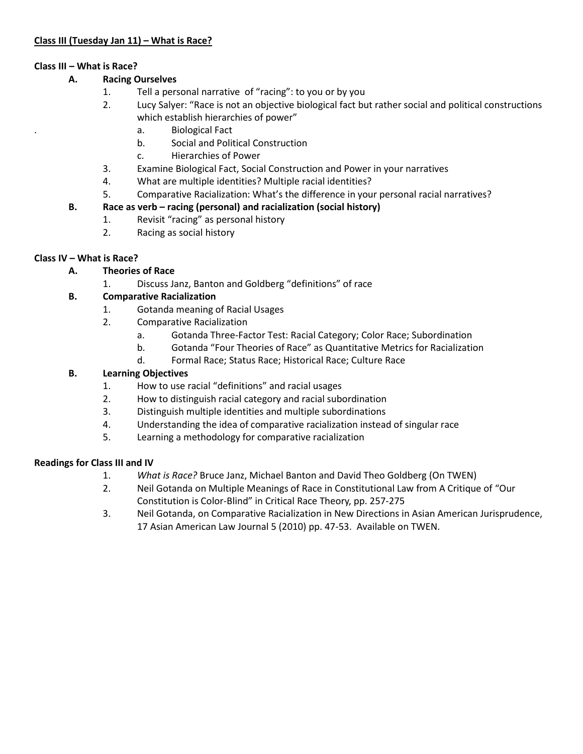**<u>Class III (Tuesday Jan 11) – What is Race?</u>**

**Class III – What is Race?**

- **A. Racing Ourselves**
  1. Tell a personal narrative of "racing": to you or by you
  2. Lucy Salyer: "Race is not an objective biological fact but rather social and political constructions which establish hierarchies of power"
     - a. Biological Fact
     - b. Social and Political Construction
     - c. Hierarchies of Power
  3. Examine Biological Fact, Social Construction and Power in your narratives
  4. What are multiple identities? Multiple racial identities?
  5. Comparative Racialization: What's the difference in your personal racial narratives?
- **B. Race as verb – racing (personal) and racialization (social history)**
  1. Revisit "racing" as personal history
  2. Racing as social history

**Class IV – What is Race?**

- **A. Theories of Race**
  1. Discuss Janz, Banton and Goldberg "definitions" of race
- **B. Comparative Racialization**
  1. Gotanda meaning of Racial Usages
  2. Comparative Racialization
     - a. Gotanda Three-Factor Test: Racial Category; Color Race; Subordination
     - b. Gotanda "Four Theories of Race" as Quantitative Metrics for Racialization
     - d. Formal Race; Status Race; Historical Race; Culture Race
- **B. Learning Objectives**
  1. How to use racial "definitions" and racial usages
  2. How to distinguish racial category and racial subordination
  3. Distinguish multiple identities and multiple subordinations
  4. Understanding the idea of comparative racialization instead of singular race
  5. Learning a methodology for comparative racialization

**Readings for Class III and IV**

1. *What is Race?* Bruce Janz, Michael Banton and David Theo Goldberg (On TWEN)
2. Neil Gotanda on Multiple Meanings of Race in Constitutional Law from A Critique of "Our Constitution is Color-Blind" in Critical Race Theory, pp. 257-275
3. Neil Gotanda, on Comparative Racialization in New Directions in Asian American Jurisprudence, 17 Asian American Law Journal 5 (2010) pp. 47-53. Available on TWEN.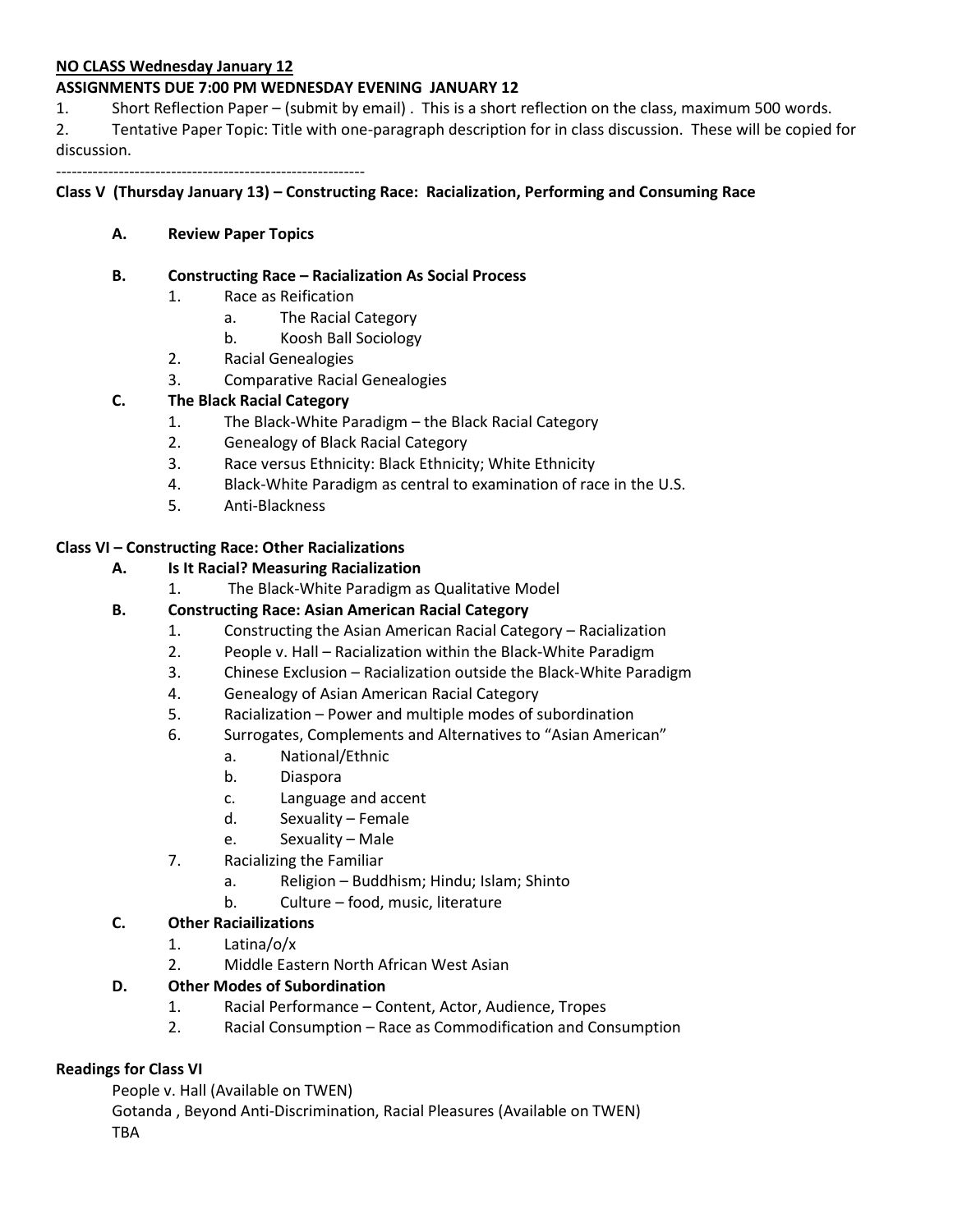**NO CLASS Wednesday January 12**

**ASSIGNMENTS DUE 7:00 PM WEDNESDAY EVENING JANUARY 12**

1. Short Reflection Paper – (submit by email) . This is a short reflection on the class, maximum 500 words.
2. Tentative Paper Topic: Title with one-paragraph description for in class discussion. These will be copied for discussion.

------------------------------------------------------------

**Class V (Thursday January 13) – Constructing Race: Racialization, Performing and Consuming Race**

- **A. Review Paper Topics**
- **B. Constructing Race – Racialization As Social Process**
  1. Race as Reification
     - a. The Racial Category
     - b. Koosh Ball Sociology
  2. Racial Genealogies
  3. Comparative Racial Genealogies
- **C. The Black Racial Category**
  1. The Black-White Paradigm – the Black Racial Category
  2. Genealogy of Black Racial Category
  3. Race versus Ethnicity: Black Ethnicity; White Ethnicity
  4. Black-White Paradigm as central to examination of race in the U.S.
  5. Anti-Blackness

**Class VI – Constructing Race: Other Racializations**

- **A. Is It Racial? Measuring Racialization**
  1. The Black-White Paradigm as Qualitative Model
- **B. Constructing Race: Asian American Racial Category**
  1. Constructing the Asian American Racial Category – Racialization
  2. People v. Hall – Racialization within the Black-White Paradigm
  3. Chinese Exclusion – Racialization outside the Black-White Paradigm
  4. Genealogy of Asian American Racial Category
  5. Racialization – Power and multiple modes of subordination
  6. Surrogates, Complements and Alternatives to "Asian American"
     - a. National/Ethnic
     - b. Diaspora
     - c. Language and accent
     - d. Sexuality – Female
     - e. Sexuality – Male
  7. Racializing the Familiar
     - a. Religion – Buddhism; Hindu; Islam; Shinto
     - b. Culture – food, music, literature
- **C. Other Raciailizations**
  1. Latina/o/x
  2. Middle Eastern North African West Asian
- **D. Other Modes of Subordination**
  1. Racial Performance – Content, Actor, Audience, Tropes
  2. Racial Consumption – Race as Commodification and Consumption

**Readings for Class VI**

People v. Hall (Available on TWEN)
Gotanda , Beyond Anti-Discrimination, Racial Pleasures (Available on TWEN)
TBA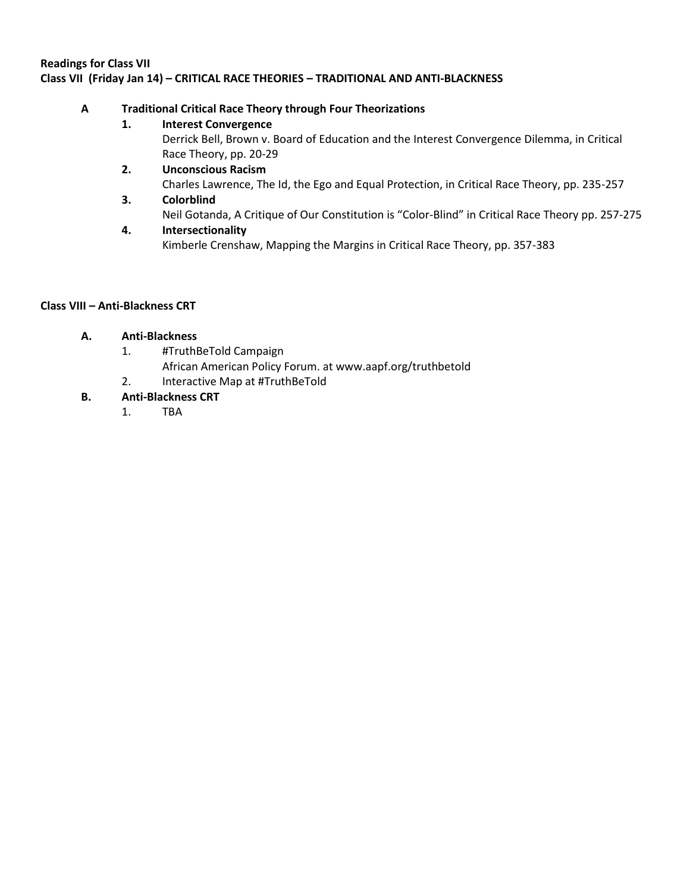**Readings for Class VII**

**Class VII (Friday Jan 14) – CRITICAL RACE THEORIES – TRADITIONAL AND ANTI-BLACKNESS**

**A Traditional Critical Race Theory through Four Theorizations**

1. **Interest Convergence**
   Derrick Bell, Brown v. Board of Education and the Interest Convergence Dilemma, in Critical Race Theory, pp. 20-29
2. **Unconscious Racism**
   Charles Lawrence, The Id, the Ego and Equal Protection, in Critical Race Theory, pp. 235-257
3. **Colorblind**
   Neil Gotanda, A Critique of Our Constitution is "Color-Blind" in Critical Race Theory pp. 257-275
4. **Intersectionality**
   Kimberle Crenshaw, Mapping the Margins in Critical Race Theory, pp. 357-383

**Class VIII – Anti-Blackness CRT**

**A. Anti-Blackness**

1. #TruthBeTold Campaign
   African American Policy Forum. at www.aapf.org/truthbetold
2. Interactive Map at #TruthBeTold

**B. Anti-Blackness CRT**

1. TBA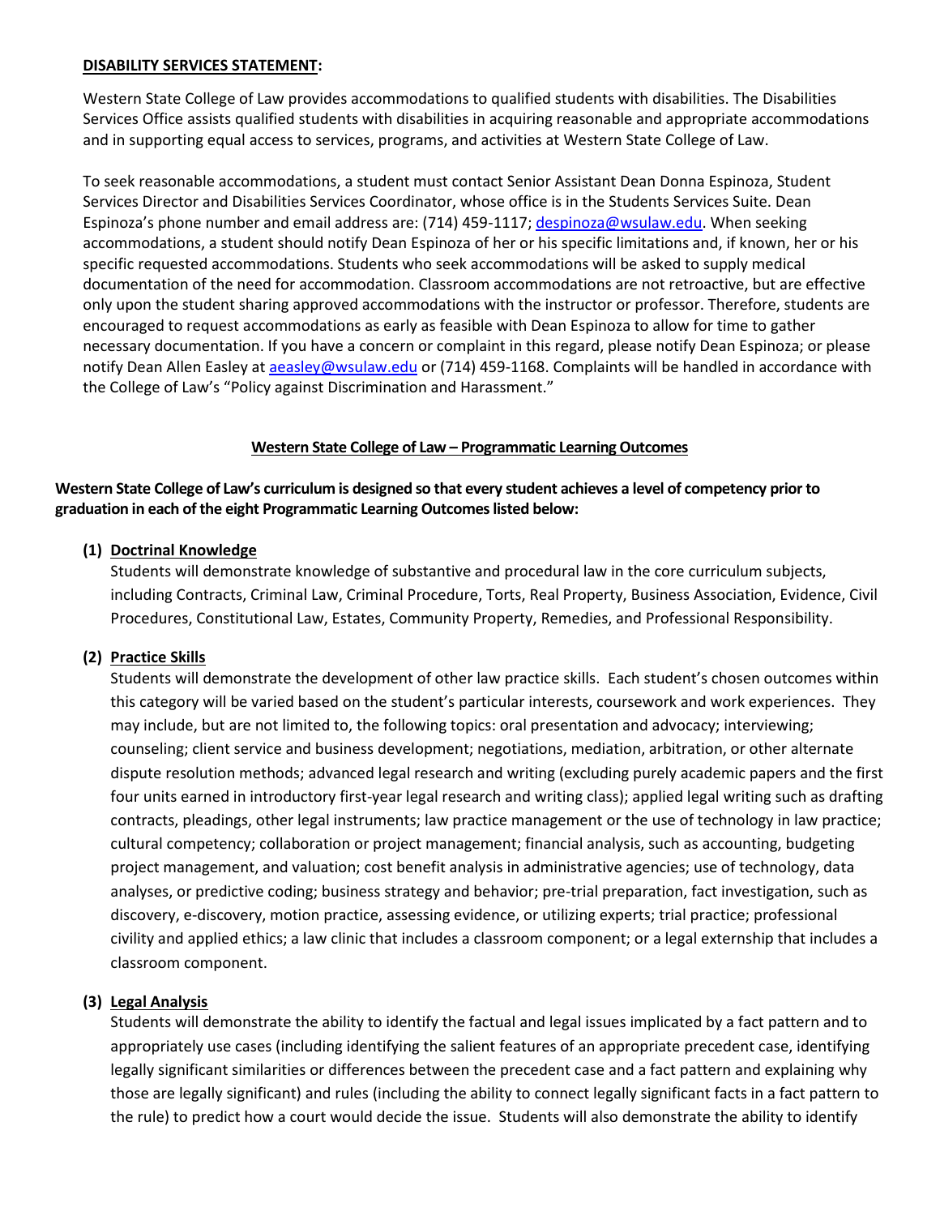**DISABILITY SERVICES STATEMENT:**

Western State College of Law provides accommodations to qualified students with disabilities. The Disabilities Services Office assists qualified students with disabilities in acquiring reasonable and appropriate accommodations and in supporting equal access to services, programs, and activities at Western State College of Law.

To seek reasonable accommodations, a student must contact Senior Assistant Dean Donna Espinoza, Student Services Director and Disabilities Services Coordinator, whose office is in the Students Services Suite. Dean Espinoza's phone number and email address are: (714) 459-1117; despinoza@wsulaw.edu. When seeking accommodations, a student should notify Dean Espinoza of her or his specific limitations and, if known, her or his specific requested accommodations. Students who seek accommodations will be asked to supply medical documentation of the need for accommodation. Classroom accommodations are not retroactive, but are effective only upon the student sharing approved accommodations with the instructor or professor. Therefore, students are encouraged to request accommodations as early as feasible with Dean Espinoza to allow for time to gather necessary documentation. If you have a concern or complaint in this regard, please notify Dean Espinoza; or please notify Dean Allen Easley at aeasley@wsulaw.edu or (714) 459-1168. Complaints will be handled in accordance with the College of Law's "Policy against Discrimination and Harassment."

**Western State College of Law – Programmatic Learning Outcomes**

**Western State College of Law's curriculum is designed so that every student achieves a level of competency prior to graduation in each of the eight Programmatic Learning Outcomes listed below:**

**(1) Doctrinal Knowledge**
Students will demonstrate knowledge of substantive and procedural law in the core curriculum subjects, including Contracts, Criminal Law, Criminal Procedure, Torts, Real Property, Business Association, Evidence, Civil Procedures, Constitutional Law, Estates, Community Property, Remedies, and Professional Responsibility.

**(2) Practice Skills**
Students will demonstrate the development of other law practice skills. Each student's chosen outcomes within this category will be varied based on the student's particular interests, coursework and work experiences. They may include, but are not limited to, the following topics: oral presentation and advocacy; interviewing; counseling; client service and business development; negotiations, mediation, arbitration, or other alternate dispute resolution methods; advanced legal research and writing (excluding purely academic papers and the first four units earned in introductory first-year legal research and writing class); applied legal writing such as drafting contracts, pleadings, other legal instruments; law practice management or the use of technology in law practice; cultural competency; collaboration or project management; financial analysis, such as accounting, budgeting project management, and valuation; cost benefit analysis in administrative agencies; use of technology, data analyses, or predictive coding; business strategy and behavior; pre-trial preparation, fact investigation, such as discovery, e-discovery, motion practice, assessing evidence, or utilizing experts; trial practice; professional civility and applied ethics; a law clinic that includes a classroom component; or a legal externship that includes a classroom component.

**(3) Legal Analysis**
Students will demonstrate the ability to identify the factual and legal issues implicated by a fact pattern and to appropriately use cases (including identifying the salient features of an appropriate precedent case, identifying legally significant similarities or differences between the precedent case and a fact pattern and explaining why those are legally significant) and rules (including the ability to connect legally significant facts in a fact pattern to the rule) to predict how a court would decide the issue. Students will also demonstrate the ability to identify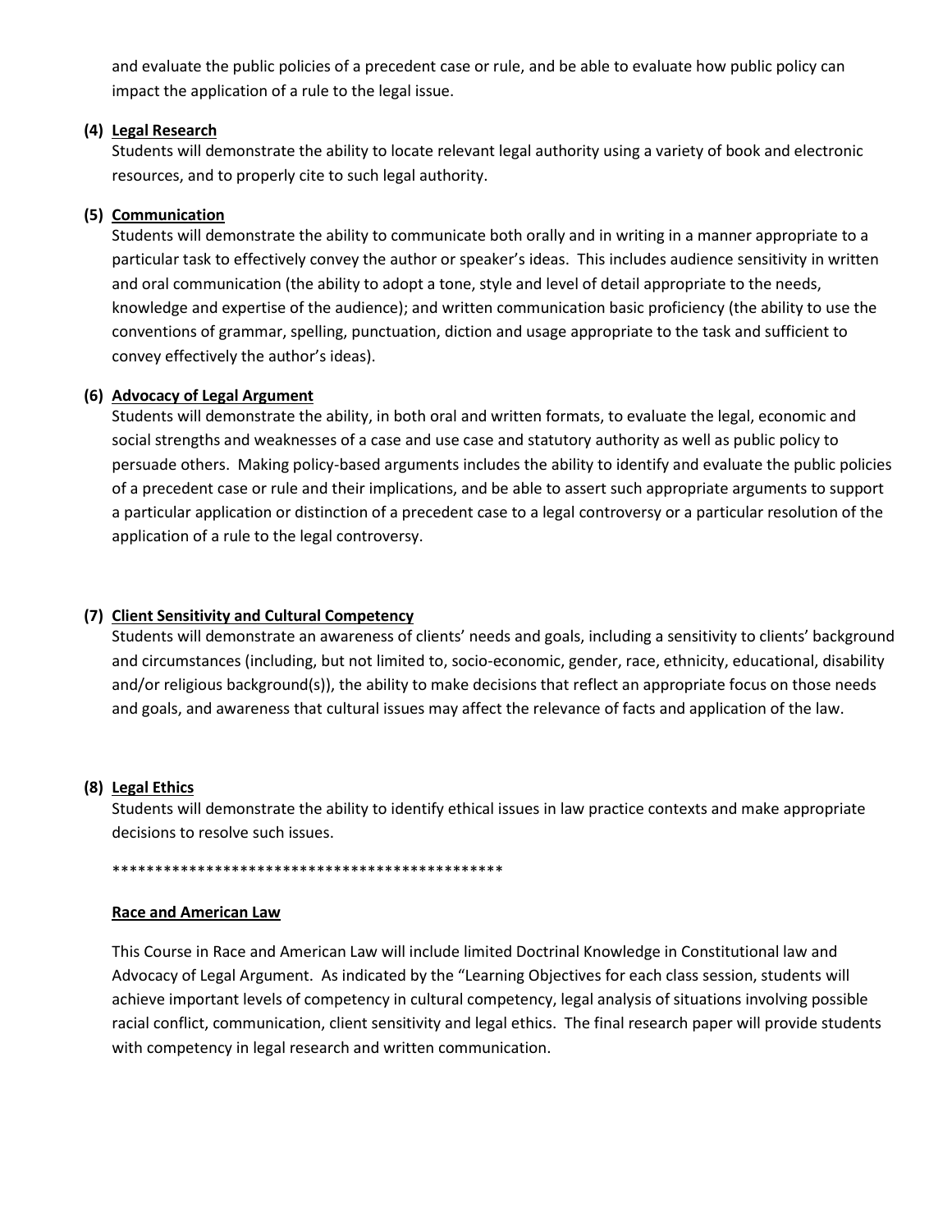and evaluate the public policies of a precedent case or rule, and be able to evaluate how public policy can impact the application of a rule to the legal issue.

**(4) <u>Legal Research</u>**

Students will demonstrate the ability to locate relevant legal authority using a variety of book and electronic resources, and to properly cite to such legal authority.

**(5) <u>Communication</u>**

Students will demonstrate the ability to communicate both orally and in writing in a manner appropriate to a particular task to effectively convey the author or speaker's ideas. This includes audience sensitivity in written and oral communication (the ability to adopt a tone, style and level of detail appropriate to the needs, knowledge and expertise of the audience); and written communication basic proficiency (the ability to use the conventions of grammar, spelling, punctuation, diction and usage appropriate to the task and sufficient to convey effectively the author's ideas).

**(6) <u>Advocacy of Legal Argument</u>**

Students will demonstrate the ability, in both oral and written formats, to evaluate the legal, economic and social strengths and weaknesses of a case and use case and statutory authority as well as public policy to persuade others. Making policy-based arguments includes the ability to identify and evaluate the public policies of a precedent case or rule and their implications, and be able to assert such appropriate arguments to support a particular application or distinction of a precedent case to a legal controversy or a particular resolution of the application of a rule to the legal controversy.

**(7) <u>Client Sensitivity and Cultural Competency</u>**

Students will demonstrate an awareness of clients' needs and goals, including a sensitivity to clients' background and circumstances (including, but not limited to, socio-economic, gender, race, ethnicity, educational, disability and/or religious background(s)), the ability to make decisions that reflect an appropriate focus on those needs and goals, and awareness that cultural issues may affect the relevance of facts and application of the law.

**(8) <u>Legal Ethics</u>**

Students will demonstrate the ability to identify ethical issues in law practice contexts and make appropriate decisions to resolve such issues.

***********************************************

**<u>Race and American Law</u>**

This Course in Race and American Law will include limited Doctrinal Knowledge in Constitutional law and Advocacy of Legal Argument. As indicated by the "Learning Objectives for each class session, students will achieve important levels of competency in cultural competency, legal analysis of situations involving possible racial conflict, communication, client sensitivity and legal ethics. The final research paper will provide students with competency in legal research and written communication.